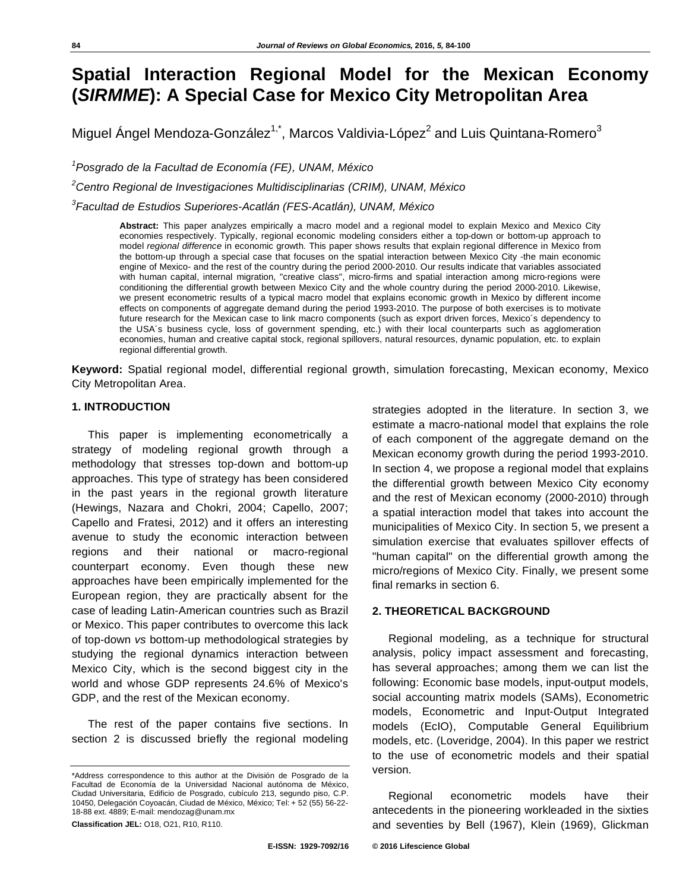# Spatial Interaction Regional Model for the Mexican Economy (*SIRMME*): A Special Case for Mexico City Metropolitan Area

Miguel Ángel Mendoza-González[1,*], Marcos Valdivia-López[2] and Luis Quintana-Romero[3]

[1] *Posgrado de la Facultad de Economía (FE), UNAM, México*

[2] *Centro Regional de Investigaciones Multidisciplinarias (CRIM), UNAM, México*

[3] *Facultad de Estudios Superiores-Acatlán (FES-Acatlán), UNAM, México*

**Abstract:** This paper analyzes empirically a macro model and a regional model to explain Mexico and Mexico City economies respectively. Typically, regional economic modeling considers either a top-down or bottom-up approach to model *regional difference* in economic growth. This paper shows results that explain regional difference in Mexico from the bottom-up through a special case that focuses on the spatial interaction between Mexico City -the main economic engine of Mexico- and the rest of the country during the period 2000-2010. Our results indicate that variables associated with human capital, internal migration, "creative class", micro-firms and spatial interaction among micro-regions were conditioning the differential growth between Mexico City and the whole country during the period 2000-2010. Likewise, we present econometric results of a typical macro model that explains economic growth in Mexico by different income effects on components of aggregate demand during the period 1993-2010. The purpose of both exercises is to motivate future research for the Mexican case to link macro components (such as export driven forces, Mexico´s dependency to the USA´s business cycle, loss of government spending, etc.) with their local counterparts such as agglomeration economies, human and creative capital stock, regional spillovers, natural resources, dynamic population, etc. to explain regional differential growth.

**Keyword:** Spatial regional model, differential regional growth, simulation forecasting, Mexican economy, Mexico City Metropolitan Area.

## 1. INTRODUCTION

This paper is implementing econometrically a strategy of modeling regional growth through a methodology that stresses top-down and bottom-up approaches. This type of strategy has been considered in the past years in the regional growth literature (Hewings, Nazara and Chokri, 2004; Capello, 2007; Capello and Fratesi, 2012) and it offers an interesting avenue to study the economic interaction between regions and their national or macro-regional counterpart economy. Even though these new approaches have been empirically implemented for the European region, they are practically absent for the case of leading Latin-American countries such as Brazil or Mexico. This paper contributes to overcome this lack of top-down *vs* bottom-up methodological strategies by studying the regional dynamics interaction between Mexico City, which is the second biggest city in the world and whose GDP represents 24.6% of Mexico's GDP, and the rest of the Mexican economy.

The rest of the paper contains five sections. In section 2 is discussed briefly the regional modeling strategies adopted in the literature. In section 3, we estimate a macro-national model that explains the role of each component of the aggregate demand on the Mexican economy growth during the period 1993-2010. In section 4, we propose a regional model that explains the differential growth between Mexico City economy and the rest of Mexican economy (2000-2010) through a spatial interaction model that takes into account the municipalities of Mexico City. In section 5, we present a simulation exercise that evaluates spillover effects of "human capital" on the differential growth among the micro/regions of Mexico City. Finally, we present some final remarks in section 6.

## 2. THEORETICAL BACKGROUND

Regional modeling, as a technique for structural analysis, policy impact assessment and forecasting, has several approaches; among them we can list the following: Economic base models, input-output models, social accounting matrix models (SAMs), Econometric models, Econometric and Input-Output Integrated models (EcIO), Computable General Equilibrium models, etc. (Loveridge, 2004). In this paper we restrict to the use of econometric models and their spatial version.

Regional econometric models have their antecedents in the pioneering workleaded in the sixties and seventies by Bell (1967), Klein (1969), Glickman

---

*Address correspondence to this author at the División de Posgrado de la Facultad de Economía de la Universidad Nacional autónoma de México, Ciudad Universitaria, Edificio de Posgrado, cubículo 213, segundo piso, C.P. 10450, Delegación Coyoacán, Ciudad de México, México; Tel: + 52 (55) 56-22-18-88 ext. 4889; E-mail: mendozag@unam.mx

**Classification JEL:** O18, O21, R10, R110.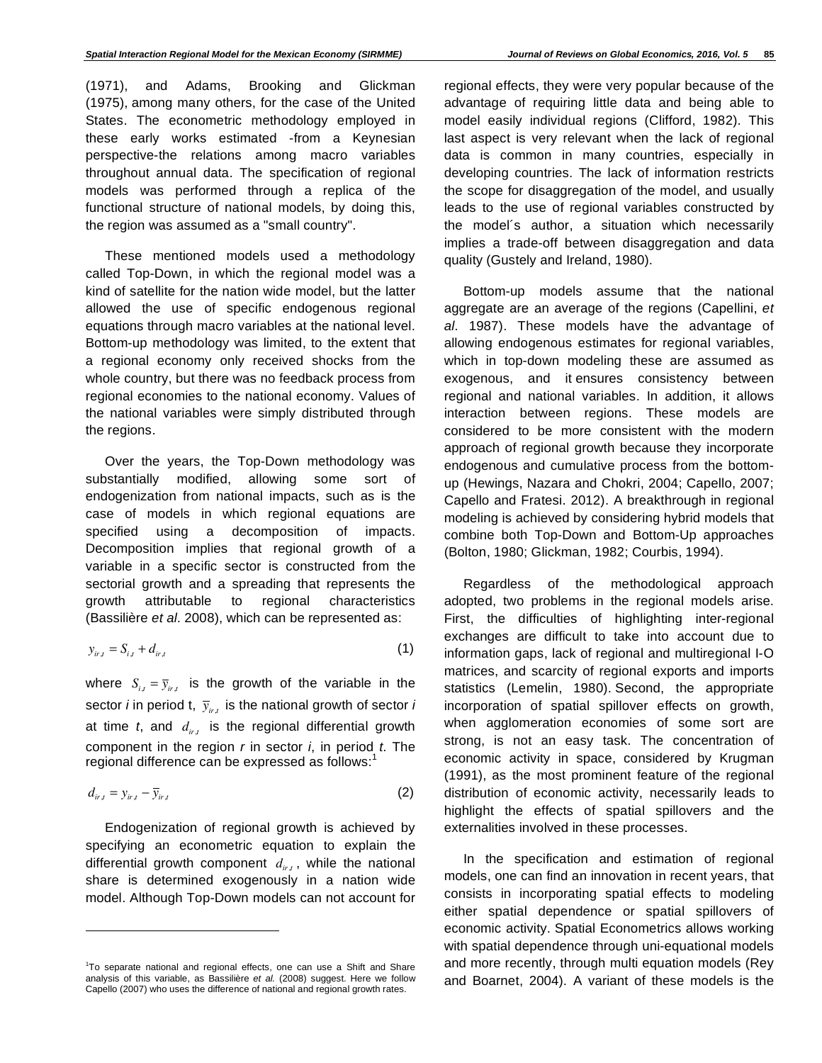(1971), and Adams, Brooking and Glickman (1975), among many others, for the case of the United States. The econometric methodology employed in these early works estimated -from a Keynesian perspective-the relations among macro variables throughout annual data. The specification of regional models was performed through a replica of the functional structure of national models, by doing this, the region was assumed as a "small country".

These mentioned models used a methodology called Top-Down, in which the regional model was a kind of satellite for the nation wide model, but the latter allowed the use of specific endogenous regional equations through macro variables at the national level. Bottom-up methodology was limited, to the extent that a regional economy only received shocks from the whole country, but there was no feedback process from regional economies to the national economy. Values of the national variables were simply distributed through the regions.

Over the years, the Top-Down methodology was substantially modified, allowing some sort of endogenization from national impacts, such as is the case of models in which regional equations are specified using a decomposition of impacts. Decomposition implies that regional growth of a variable in a specific sector is constructed from the sectorial growth and a spreading that represents the growth attributable to regional characteristics (Bassilière *et al*. 2008), which can be represented as:

$$y_{ir,t} = S_{i,t} + d_{ir,t} \tag{1}$$

where $S_{i,t} = \bar{y}_{ir,t}$ is the growth of the variable in the sector *i* in period t, $\bar{y}_{ir,t}$ is the national growth of sector *i* at time *t*, and $d_{ir,t}$ is the regional differential growth component in the region *r* in sector *i*, in period *t*. The regional difference can be expressed as follows:[1]

$$d_{ir,t} = y_{ir,t} - \bar{y}_{ir,t} \tag{2}$$

Endogenization of regional growth is achieved by specifying an econometric equation to explain the differential growth component $d_{ir,t}$, while the national share is determined exogenously in a nation wide model. Although Top-Down models can not account for regional effects, they were very popular because of the advantage of requiring little data and being able to model easily individual regions (Clifford, 1982). This last aspect is very relevant when the lack of regional data is common in many countries, especially in developing countries. The lack of information restricts the scope for disaggregation of the model, and usually leads to the use of regional variables constructed by the model´s author, a situation which necessarily implies a trade-off between disaggregation and data quality (Gustely and Ireland, 1980).

Bottom-up models assume that the national aggregate are an average of the regions (Capellini, *et al*. 1987). These models have the advantage of allowing endogenous estimates for regional variables, which in top-down modeling these are assumed as exogenous, and it ensures consistency between regional and national variables. In addition, it allows interaction between regions. These models are considered to be more consistent with the modern approach of regional growth because they incorporate endogenous and cumulative process from the bottom-up (Hewings, Nazara and Chokri, 2004; Capello, 2007; Capello and Fratesi. 2012). A breakthrough in regional modeling is achieved by considering hybrid models that combine both Top-Down and Bottom-Up approaches (Bolton, 1980; Glickman, 1982; Courbis, 1994).

Regardless of the methodological approach adopted, two problems in the regional models arise. First, the difficulties of highlighting inter-regional exchanges are difficult to take into account due to information gaps, lack of regional and multiregional I-O matrices, and scarcity of regional exports and imports statistics (Lemelin, 1980). Second, the appropriate incorporation of spatial spillover effects on growth, when agglomeration economies of some sort are strong, is not an easy task. The concentration of economic activity in space, considered by Krugman (1991), as the most prominent feature of the regional distribution of economic activity, necessarily leads to highlight the effects of spatial spillovers and the externalities involved in these processes.

In the specification and estimation of regional models, one can find an innovation in recent years, that consists in incorporating spatial effects to modeling either spatial dependence or spatial spillovers of economic activity. Spatial Econometrics allows working with spatial dependence through uni-equational models and more recently, through multi equation models (Rey and Boarnet, 2004). A variant of these models is the

---

[1]To separate national and regional effects, one can use a Shift and Share analysis of this variable, as Bassilière *et al.* (2008) suggest. Here we follow Capello (2007) who uses the difference of national and regional growth rates.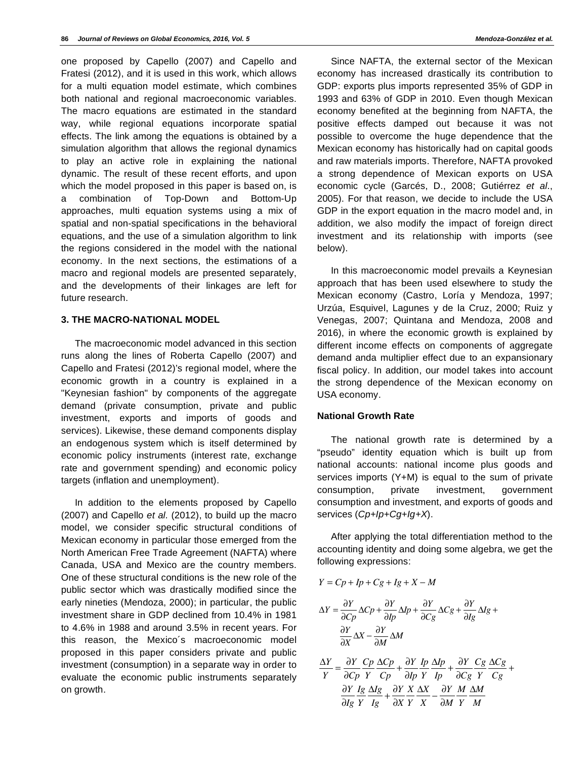one proposed by Capello (2007) and Capello and Fratesi (2012), and it is used in this work, which allows for a multi equation model estimate, which combines both national and regional macroeconomic variables. The macro equations are estimated in the standard way, while regional equations incorporate spatial effects. The link among the equations is obtained by a simulation algorithm that allows the regional dynamics to play an active role in explaining the national dynamic. The result of these recent efforts, and upon which the model proposed in this paper is based on, is a combination of Top-Down and Bottom-Up approaches, multi equation systems using a mix of spatial and non-spatial specifications in the behavioral equations, and the use of a simulation algorithm to link the regions considered in the model with the national economy. In the next sections, the estimations of a macro and regional models are presented separately, and the developments of their linkages are left for future research.

## 3. THE MACRO-NATIONAL MODEL

The macroeconomic model advanced in this section runs along the lines of Roberta Capello (2007) and Capello and Fratesi (2012)'s regional model, where the economic growth in a country is explained in a "Keynesian fashion" by components of the aggregate demand (private consumption, private and public investment, exports and imports of goods and services). Likewise, these demand components display an endogenous system which is itself determined by economic policy instruments (interest rate, exchange rate and government spending) and economic policy targets (inflation and unemployment).

In addition to the elements proposed by Capello (2007) and Capello *et al.* (2012), to build up the macro model, we consider specific structural conditions of Mexican economy in particular those emerged from the North American Free Trade Agreement (NAFTA) where Canada, USA and Mexico are the country members. One of these structural conditions is the new role of the public sector which was drastically modified since the early nineties (Mendoza, 2000); in particular, the public investment share in GDP declined from 10.4% in 1981 to 4.6% in 1988 and around 3.5% in recent years. For this reason, the Mexico´s macroeconomic model proposed in this paper considers private and public investment (consumption) in a separate way in order to evaluate the economic public instruments separately on growth.

Since NAFTA, the external sector of the Mexican economy has increased drastically its contribution to GDP: exports plus imports represented 35% of GDP in 1993 and 63% of GDP in 2010. Even though Mexican economy benefited at the beginning from NAFTA, the positive effects damped out because it was not possible to overcome the huge dependence that the Mexican economy has historically had on capital goods and raw materials imports. Therefore, NAFTA provoked a strong dependence of Mexican exports on USA economic cycle (Garcés, D., 2008; Gutiérrez *et al*., 2005). For that reason, we decide to include the USA GDP in the export equation in the macro model and, in addition, we also modify the impact of foreign direct investment and its relationship with imports (see below).

In this macroeconomic model prevails a Keynesian approach that has been used elsewhere to study the Mexican economy (Castro, Loría y Mendoza, 1997; Urzúa, Esquivel, Lagunes y de la Cruz, 2000; Ruiz y Venegas, 2007; Quintana and Mendoza, 2008 and 2016), in where the economic growth is explained by different income effects on components of aggregate demand anda multiplier effect due to an expansionary fiscal policy. In addition, our model takes into account the strong dependence of the Mexican economy on USA economy.

### National Growth Rate

The national growth rate is determined by a "pseudo" identity equation which is built up from national accounts: national income plus goods and services imports (Y+M) is equal to the sum of private consumption, private investment, government consumption and investment, and exports of goods and services (*Cp+Ip+Cg+Ig+X*).

After applying the total differentiation method to the accounting identity and doing some algebra, we get the following expressions:

$$Y = Cp + Ip + Cg + Ig + X - M$$

$$\Delta Y = \frac{\partial Y}{\partial Cp}\Delta Cp + \frac{\partial Y}{\partial Ip}\Delta Ip + \frac{\partial Y}{\partial Cg}\Delta Cg + \frac{\partial Y}{\partial Ig}\Delta Ig + \frac{\partial Y}{\partial X}\Delta X - \frac{\partial Y}{\partial M}\Delta M$$

$$\frac{\Delta Y}{Y} = \frac{\partial Y}{\partial Cp}\frac{Cp}{Y}\frac{\Delta Cp}{Cp} + \frac{\partial Y}{\partial Ip}\frac{Ip}{Y}\frac{\Delta Ip}{Ip} + \frac{\partial Y}{\partial Cg}\frac{Cg}{Y}\frac{\Delta Cg}{Cg} + \frac{\partial Y}{\partial Ig}\frac{Ig}{Y}\frac{\Delta Ig}{Ig} + \frac{\partial Y}{\partial X}\frac{X}{Y}\frac{\Delta X}{X} - \frac{\partial Y}{\partial M}\frac{M}{Y}\frac{\Delta M}{M}$$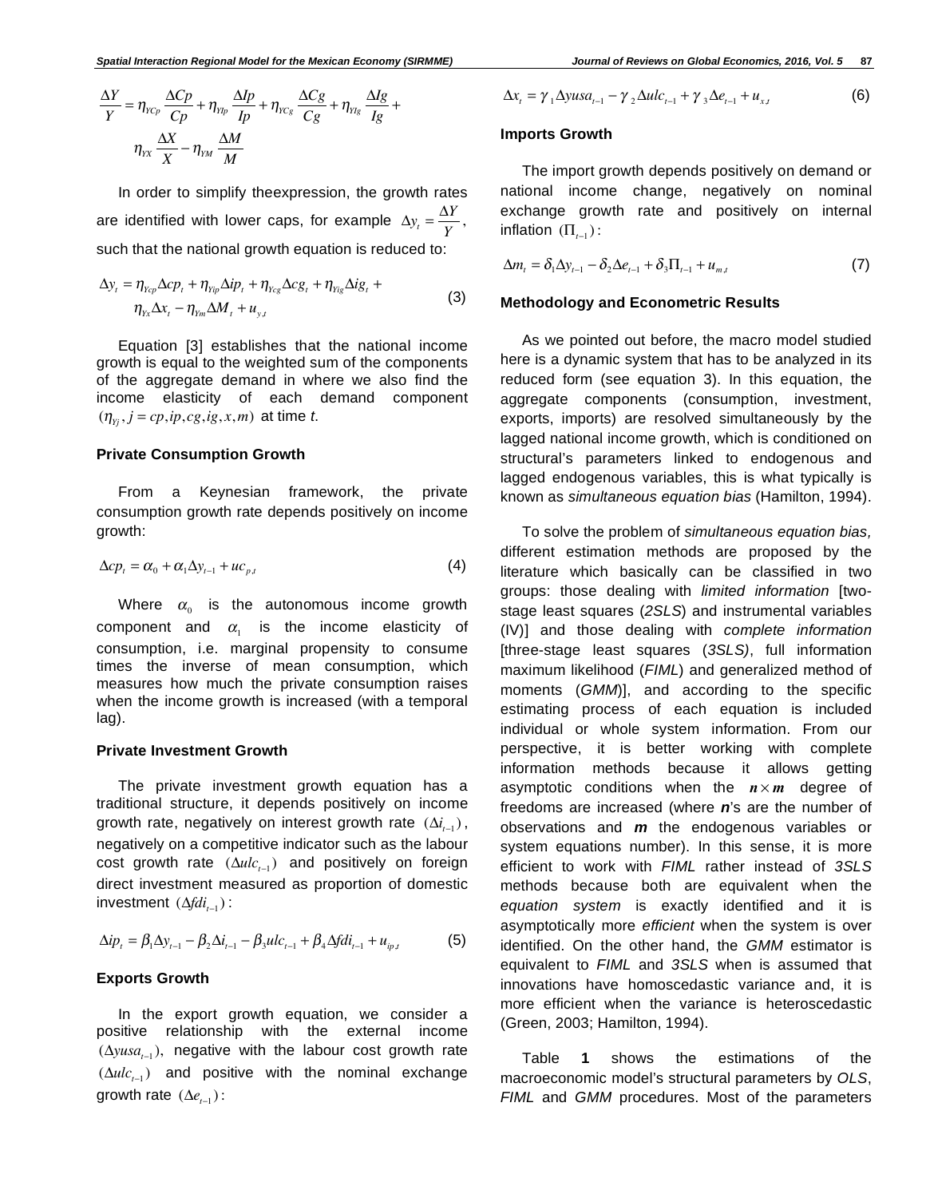$$\frac{\Delta Y}{Y} = \eta_{YCp}\frac{\Delta Cp}{Cp} + \eta_{YIp}\frac{\Delta Ip}{Ip} + \eta_{YCg}\frac{\Delta Cg}{Cg} + \eta_{YIg}\frac{\Delta Ig}{Ig} + \eta_{YX}\frac{\Delta X}{X} - \eta_{YM}\frac{\Delta M}{M}$$

In order to simplify theexpression, the growth rates are identified with lower caps, for example $\Delta y_t = \frac{\Delta Y}{Y}$, such that the national growth equation is reduced to:

$$\Delta y_t = \eta_{Ycp}\Delta cp_t + \eta_{Yip}\Delta ip_t + \eta_{Ycg}\Delta cg_t + \eta_{Yig}\Delta ig_t + \eta_{Yx}\Delta x_t - \eta_{Ym}\Delta M_t + u_{y,t} \tag{3}$$

Equation [3] establishes that the national income growth is equal to the weighted sum of the components of the aggregate demand in where we also find the income elasticity of each demand component $(\eta_{Yj}, j = cp, ip, cg, ig, x, m)$ at time *t*.

### Private Consumption Growth

From a Keynesian framework, the private consumption growth rate depends positively on income growth:

$$\Delta cp_t = \alpha_0 + \alpha_1 \Delta y_{t-1} + uc_{p,t} \tag{4}$$

Where $\alpha_0$ is the autonomous income growth component and $\alpha_1$ is the income elasticity of consumption, i.e. marginal propensity to consume times the inverse of mean consumption, which measures how much the private consumption raises when the income growth is increased (with a temporal lag).

### Private Investment Growth

The private investment growth equation has a traditional structure, it depends positively on income growth rate, negatively on interest growth rate $(\Delta i_{t-1})$, negatively on a competitive indicator such as the labour cost growth rate $(\Delta ulc_{t-1})$ and positively on foreign direct investment measured as proportion of domestic investment $(\Delta fdi_{t-1})$:

$$\Delta ip_t = \beta_1 \Delta y_{t-1} - \beta_2 \Delta i_{t-1} - \beta_3 ulc_{t-1} + \beta_4 \Delta fdi_{t-1} + u_{ip,t} \tag{5}$$

### Exports Growth

In the export growth equation, we consider a positive relationship with the external income $(\Delta yusa_{t-1})$, negative with the labour cost growth rate $(\Delta ulc_{t-1})$ and positive with the nominal exchange growth rate $(\Delta e_{t-1})$:

$$\Delta x_t = \gamma_1 \Delta yusa_{t-1} - \gamma_2 \Delta ulc_{t-1} + \gamma_3 \Delta e_{t-1} + u_{x,t} \tag{6}$$

### Imports Growth

The import growth depends positively on demand or national income change, negatively on nominal exchange growth rate and positively on internal inflation $(\Pi_{t-1})$:

$$\Delta m_t = \delta_1 \Delta y_{t-1} - \delta_2 \Delta e_{t-1} + \delta_3 \Pi_{t-1} + u_{m,t} \tag{7}$$

### Methodology and Econometric Results

As we pointed out before, the macro model studied here is a dynamic system that has to be analyzed in its reduced form (see equation 3). In this equation, the aggregate components (consumption, investment, exports, imports) are resolved simultaneously by the lagged national income growth, which is conditioned on structural's parameters linked to endogenous and lagged endogenous variables, this is what typically is known as *simultaneous equation bias* (Hamilton, 1994).

To solve the problem of *simultaneous equation bias,* different estimation methods are proposed by the literature which basically can be classified in two groups: those dealing with *limited information* [two-stage least squares (*2SLS*) and instrumental variables (IV)] and those dealing with *complete information* [three-stage least squares (*3SLS)*, full information maximum likelihood (*FIML*) and generalized method of moments (*GMM*)], and according to the specific estimating process of each equation is included individual or whole system information. From our perspective, it is better working with complete information methods because it allows getting asymptotic conditions when the $\boldsymbol{n \times m}$ degree of freedoms are increased (where ***n***'s are the number of observations and ***m*** the endogenous variables or system equations number). In this sense, it is more efficient to work with *FIML* rather instead of *3SLS* methods because both are equivalent when the *equation system* is exactly identified and it is asymptotically more *efficient* when the system is over identified. On the other hand, the *GMM* estimator is equivalent to *FIML* and *3SLS* when is assumed that innovations have homoscedastic variance and, it is more efficient when the variance is heteroscedastic (Green, 2003; Hamilton, 1994).

Table **1** shows the estimations of the macroeconomic model's structural parameters by *OLS*, *FIML* and *GMM* procedures. Most of the parameters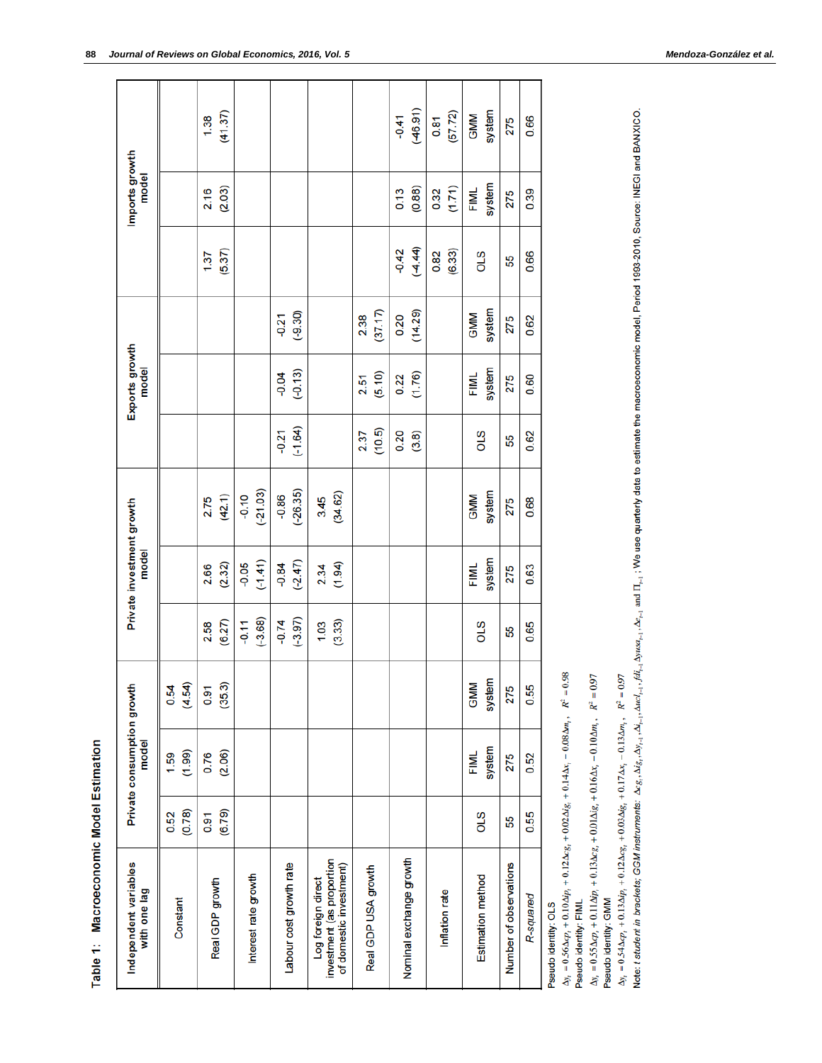**Table 1: Macroeconomic Model Estimation**

| Independent variables with one lag | Private consumption growth model | | | Private investment growth model | | | Exports growth model | | | Imports growth model | | |
|---|---|---|---|---|---|---|---|---|---|---|---|---|
| Constant | 0.52 (0.78) | 1.59 (1.99) | 0.54 (4.54) | | | | | | | | | |
| Real GDP growth | 0.91 (6.79) | 0.76 (2.06) | 0.91 (35.3) | 2.58 (6.27) | 2.66 (2.32) | 2.75 (42.1) | | | | 1.37 (5.37) | 2.16 (2.03) | 1.38 (41.37) |
| Interest rate growth | | | | -0.11 (-3.68) | -0.05 (-1.41) | -0.10 (-21.03) | | | | | | |
| Labour cost growth rate | | | | -0.74 (-3.97) | -0.84 (-2.47) | -0.86 (-26.35) | -0.21 (-1.64) | -0.04 (-0.13) | -0.21 (-9.30) | | | |
| Log foreign direct investment (as proportion of domestic investment) | | | | 1.03 (3.33) | 2.34 (1.94) | 3.45 (34.62) | | | | | | |
| Real GDP USA growth | | | | | | | 2.37 (10.5) | 2.51 (5.10) | 2.38 (37.17) | | | |
| Nominal exchange growth | | | | | | | 0.20 (3.8) | 0.22 (1.76) | 0.20 (14.29) | -0.42 (-4.44) | 0.13 (0.88) | -0.41 (-46.91) |
| Inflation rate | | | | | | | | | | 0.82 (6.33) | 0.32 (1.71) | 0.81 (57.72) |
| Estimation method | OLS | FIML system | GMM system | OLS | FIML system | GMM system | OLS | FIML system | GMM system | OLS | FIML system | GMM system |
| Number of observations | 55 | 275 | 275 | 55 | 275 | 275 | 55 | 275 | 275 | 55 | 275 | 275 |
| *R-squared* | 0.55 | 0.52 | 0.55 | 0.65 | 0.63 | 0.68 | 0.62 | 0.60 | 0.62 | 0.66 | 0.39 | 0.66 |

Pseudo identity: OLS

$\Delta y_t = 0.56\Delta cp_t + 0.10\Delta ip_t + 0.12\Delta cg_t + 0.02\Delta ig_t + 0.14\Delta x_t - 0.08\Delta m_t, \quad R^2 = 0.98$

Pseudo identity: FIML

$\Delta y_t = 0.55\Delta cp_t + 0.11\Delta ip_t + 0.13\Delta cg_t + 0.01\Delta ig_t + 0.16\Delta x_t - 0.10\Delta m_t, \quad R^2 = 0.97$

Pseudo identity: GMM

$\Delta y_t = 0.54\Delta cp_t + 0.13\Delta ip_t + 0.12\Delta cg_t + 0.03\Delta ig_t + 0.17\Delta x_t - 0.13\Delta m_t, \quad R^2 = 0.97$

Note: *t student in brackets; GGM instruments:* $\Delta cg_t, \Delta ig_t, \Delta y_{t-1}, \Delta i_{t-1}, \Delta ucl_{t-1}, fdi_{t-1}, \Delta yusa_{t-1}, \Delta e_{t-1}$ and $\Pi_{t-1}$; We use quarterly data to estimate the macroeconomic model, Period 1993-2010. Source: INEGI and BANXICO.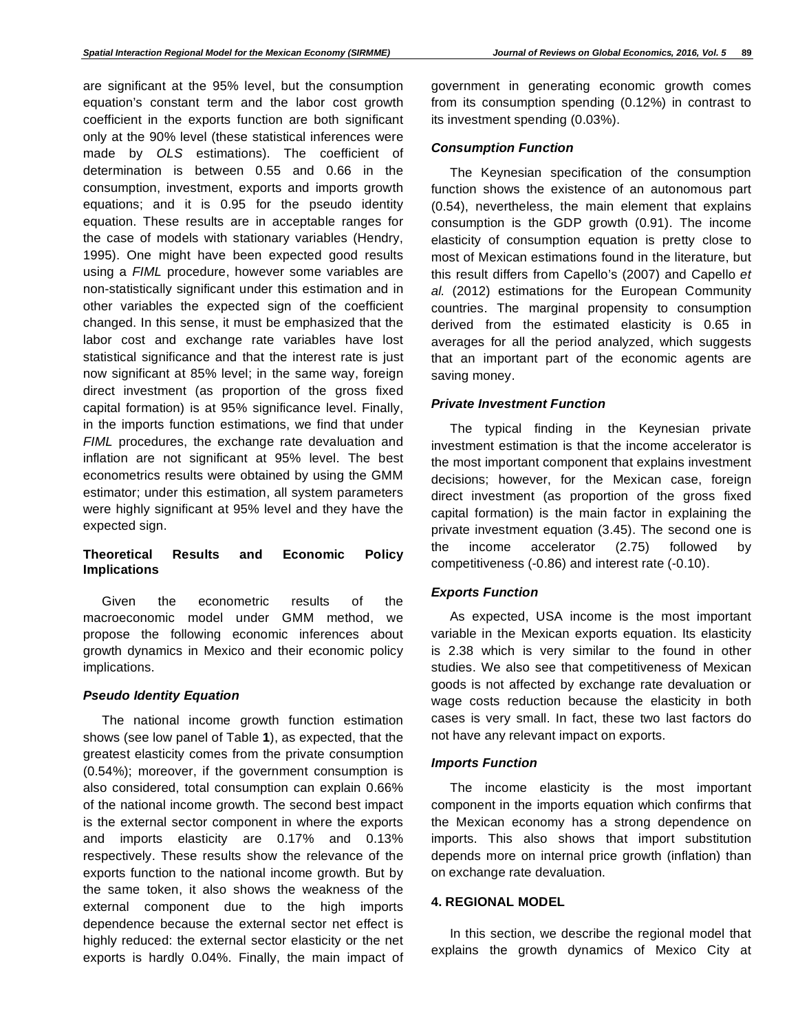are significant at the 95% level, but the consumption equation's constant term and the labor cost growth coefficient in the exports function are both significant only at the 90% level (these statistical inferences were made by *OLS* estimations). The coefficient of determination is between 0.55 and 0.66 in the consumption, investment, exports and imports growth equations; and it is 0.95 for the pseudo identity equation. These results are in acceptable ranges for the case of models with stationary variables (Hendry, 1995). One might have been expected good results using a *FIML* procedure, however some variables are non-statistically significant under this estimation and in other variables the expected sign of the coefficient changed. In this sense, it must be emphasized that the labor cost and exchange rate variables have lost statistical significance and that the interest rate is just now significant at 85% level; in the same way, foreign direct investment (as proportion of the gross fixed capital formation) is at 95% significance level. Finally, in the imports function estimations, we find that under *FIML* procedures, the exchange rate devaluation and inflation are not significant at 95% level. The best econometrics results were obtained by using the GMM estimator; under this estimation, all system parameters were highly significant at 95% level and they have the expected sign.

### Theoretical Results and Economic Policy Implications

Given the econometric results of the macroeconomic model under GMM method, we propose the following economic inferences about growth dynamics in Mexico and their economic policy implications.

#### *Pseudo Identity Equation*

The national income growth function estimation shows (see low panel of Table **1**), as expected, that the greatest elasticity comes from the private consumption (0.54%); moreover, if the government consumption is also considered, total consumption can explain 0.66% of the national income growth. The second best impact is the external sector component in where the exports and imports elasticity are 0.17% and 0.13% respectively. These results show the relevance of the exports function to the national income growth. But by the same token, it also shows the weakness of the external component due to the high imports dependence because the external sector net effect is highly reduced: the external sector elasticity or the net exports is hardly 0.04%. Finally, the main impact of government in generating economic growth comes from its consumption spending (0.12%) in contrast to its investment spending (0.03%).

#### *Consumption Function*

The Keynesian specification of the consumption function shows the existence of an autonomous part (0.54), nevertheless, the main element that explains consumption is the GDP growth (0.91). The income elasticity of consumption equation is pretty close to most of Mexican estimations found in the literature, but this result differs from Capello's (2007) and Capello *et al.* (2012) estimations for the European Community countries. The marginal propensity to consumption derived from the estimated elasticity is 0.65 in averages for all the period analyzed, which suggests that an important part of the economic agents are saving money.

#### *Private Investment Function*

The typical finding in the Keynesian private investment estimation is that the income accelerator is the most important component that explains investment decisions; however, for the Mexican case, foreign direct investment (as proportion of the gross fixed capital formation) is the main factor in explaining the private investment equation (3.45). The second one is the income accelerator (2.75) followed by competitiveness (-0.86) and interest rate (-0.10).

#### *Exports Function*

As expected, USA income is the most important variable in the Mexican exports equation. Its elasticity is 2.38 which is very similar to the found in other studies. We also see that competitiveness of Mexican goods is not affected by exchange rate devaluation or wage costs reduction because the elasticity in both cases is very small. In fact, these two last factors do not have any relevant impact on exports.

#### *Imports Function*

The income elasticity is the most important component in the imports equation which confirms that the Mexican economy has a strong dependence on imports. This also shows that import substitution depends more on internal price growth (inflation) than on exchange rate devaluation.

## 4. REGIONAL MODEL

In this section, we describe the regional model that explains the growth dynamics of Mexico City at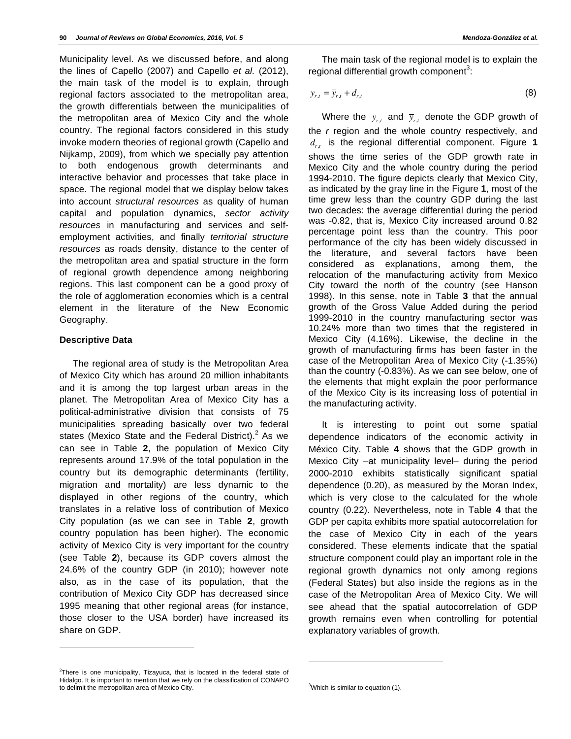Municipality level. As we discussed before, and along the lines of Capello (2007) and Capello *et al.* (2012), the main task of the model is to explain, through regional factors associated to the metropolitan area, the growth differentials between the municipalities of the metropolitan area of Mexico City and the whole country. The regional factors considered in this study invoke modern theories of regional growth (Capello and Nijkamp, 2009), from which we specially pay attention to both endogenous growth determinants and interactive behavior and processes that take place in space. The regional model that we display below takes into account *structural resources* as quality of human capital and population dynamics, *sector activity resources* in manufacturing and services and self-employment activities, and finally *territorial structure resources* as roads density, distance to the center of the metropolitan area and spatial structure in the form of regional growth dependence among neighboring regions. This last component can be a good proxy of the role of agglomeration economies which is a central element in the literature of the New Economic Geography.

### Descriptive Data

The regional area of study is the Metropolitan Area of Mexico City which has around 20 million inhabitants and it is among the top largest urban areas in the planet. The Metropolitan Area of Mexico City has a political-administrative division that consists of 75 municipalities spreading basically over two federal states (Mexico State and the Federal District).[2] As we can see in Table **2**, the population of Mexico City represents around 17.9% of the total population in the country but its demographic determinants (fertility, migration and mortality) are less dynamic to the displayed in other regions of the country, which translates in a relative loss of contribution of Mexico City population (as we can see in Table **2**, growth country population has been higher). The economic activity of Mexico City is very important for the country (see Table **2**), because its GDP covers almost the 24.6% of the country GDP (in 2010); however note also, as in the case of its population, that the contribution of Mexico City GDP has decreased since 1995 meaning that other regional areas (for instance, those closer to the USA border) have increased its share on GDP.

The main task of the regional model is to explain the regional differential growth component[3]:

$$y_{r,t} = \bar{y}_{r,t} + d_{r,t} \tag{8}$$

Where the $y_{r,t}$ and $\bar{y}_{r,t}$ denote the GDP growth of the *r* region and the whole country respectively, and $d_{r,t}$ is the regional differential component. Figure **1** shows the time series of the GDP growth rate in Mexico City and the whole country during the period 1994-2010. The figure depicts clearly that Mexico City, as indicated by the gray line in the Figure **1**, most of the time grew less than the country GDP during the last two decades: the average differential during the period was -0.82, that is, Mexico City increased around 0.82 percentage point less than the country. This poor performance of the city has been widely discussed in the literature, and several factors have been considered as explanations, among them, the relocation of the manufacturing activity from Mexico City toward the north of the country (see Hanson 1998). In this sense, note in Table **3** that the annual growth of the Gross Value Added during the period 1999-2010 in the country manufacturing sector was 10.24% more than two times that the registered in Mexico City (4.16%). Likewise, the decline in the growth of manufacturing firms has been faster in the case of the Metropolitan Area of Mexico City (-1.35%) than the country (-0.83%). As we can see below, one of the elements that might explain the poor performance of the Mexico City is its increasing loss of potential in the manufacturing activity.

It is interesting to point out some spatial dependence indicators of the economic activity in México City. Table **4** shows that the GDP growth in Mexico City –at municipality level– during the period 2000-2010 exhibits statistically significant spatial dependence (0.20), as measured by the Moran Index, which is very close to the calculated for the whole country (0.22). Nevertheless, note in Table **4** that the GDP per capita exhibits more spatial autocorrelation for the case of Mexico City in each of the years considered. These elements indicate that the spatial structure component could play an important role in the regional growth dynamics not only among regions (Federal States) but also inside the regions as in the case of the Metropolitan Area of Mexico City. We will see ahead that the spatial autocorrelation of GDP growth remains even when controlling for potential explanatory variables of growth.

---

[2] There is one municipality, Tizayuca, that is located in the federal state of Hidalgo. It is important to mention that we rely on the classification of CONAPO to delimit the metropolitan area of Mexico City.

[3] Which is similar to equation (1).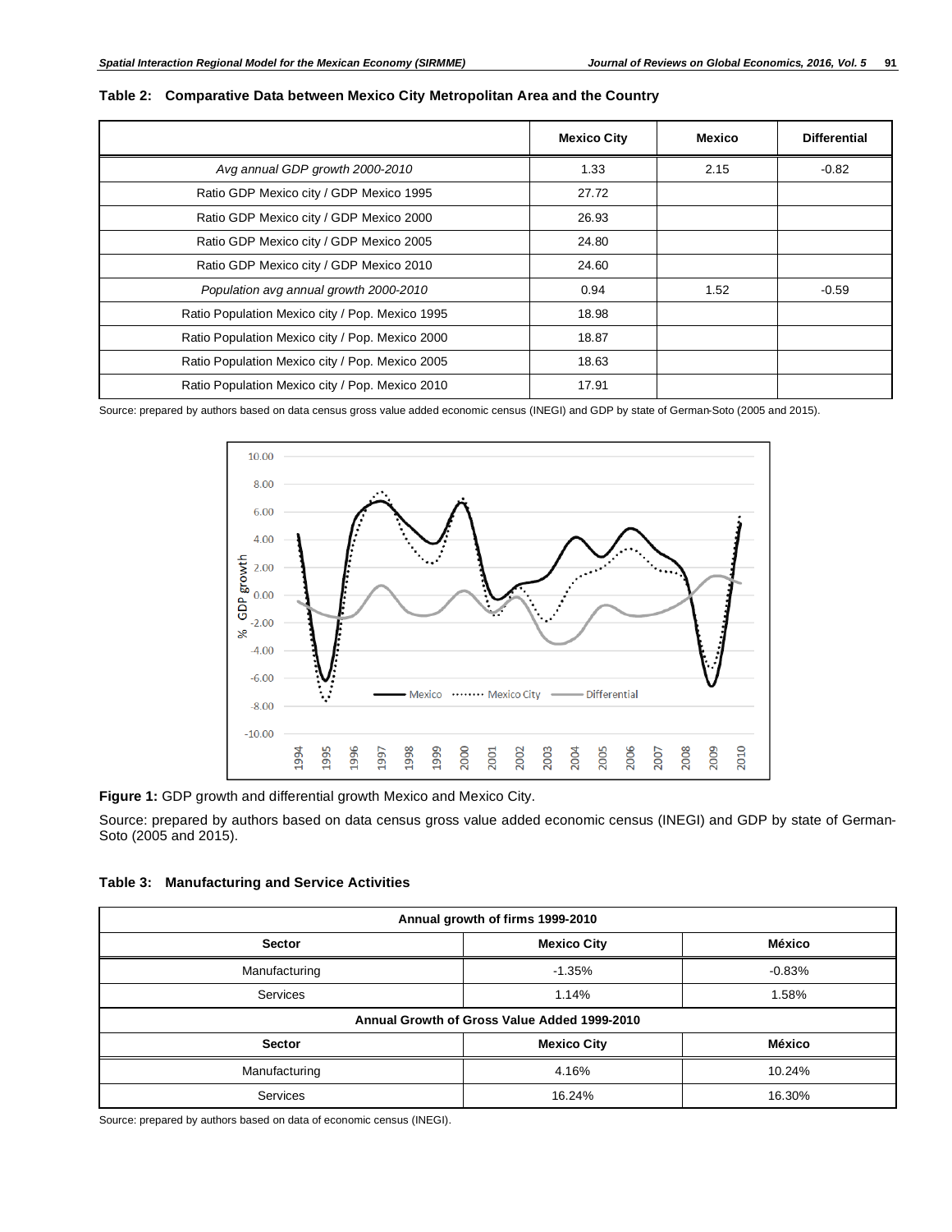**Table 2: Comparative Data between Mexico City Metropolitan Area and the Country**

| | Mexico City | Mexico | Differential |
|---|---|---|---|
| *Avg annual GDP growth 2000-2010* | 1.33 | 2.15 | -0.82 |
| Ratio GDP Mexico city / GDP Mexico 1995 | 27.72 | | |
| Ratio GDP Mexico city / GDP Mexico 2000 | 26.93 | | |
| Ratio GDP Mexico city / GDP Mexico 2005 | 24.80 | | |
| Ratio GDP Mexico city / GDP Mexico 2010 | 24.60 | | |
| *Population avg annual growth 2000-2010* | 0.94 | 1.52 | -0.59 |
| Ratio Population Mexico city / Pop. Mexico 1995 | 18.98 | | |
| Ratio Population Mexico city / Pop. Mexico 2000 | 18.87 | | |
| Ratio Population Mexico city / Pop. Mexico 2005 | 18.63 | | |
| Ratio Population Mexico city / Pop. Mexico 2010 | 17.91 | | |

Source: prepared by authors based on data census gross value added economic census (INEGI) and GDP by state of German-Soto (2005 and 2015).

**Figure 1:** GDP growth and differential growth Mexico and Mexico City.

Source: prepared by authors based on data census gross value added economic census (INEGI) and GDP by state of German-Soto (2005 and 2015).

**Table 3: Manufacturing and Service Activities**

| Annual growth of firms 1999-2010 | | |
|---|---|---|
| **Sector** | **Mexico City** | **México** |
| Manufacturing | -1.35% | -0.83% |
| Services | 1.14% | 1.58% |
| **Annual Growth of Gross Value Added 1999-2010** | | |
| **Sector** | **Mexico City** | **México** |
| Manufacturing | 4.16% | 10.24% |
| Services | 16.24% | 16.30% |

Source: prepared by authors based on data of economic census (INEGI).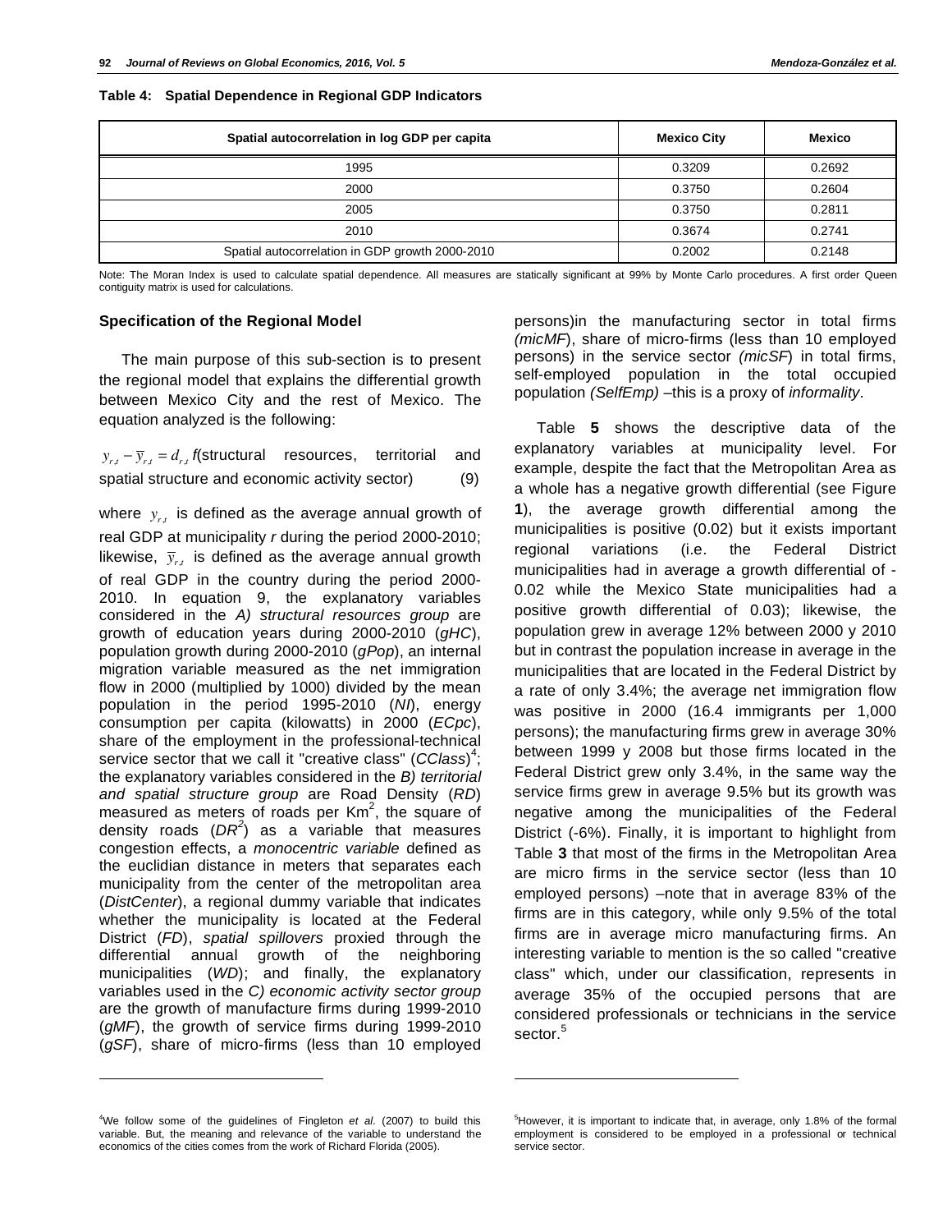**Table 4: Spatial Dependence in Regional GDP Indicators**

| Spatial autocorrelation in log GDP per capita | Mexico City | Mexico |
|---|---|---|
| 1995 | 0.3209 | 0.2692 |
| 2000 | 0.3750 | 0.2604 |
| 2005 | 0.3750 | 0.2811 |
| 2010 | 0.3674 | 0.2741 |
| Spatial autocorrelation in GDP growth 2000-2010 | 0.2002 | 0.2148 |

Note: The Moran Index is used to calculate spatial dependence. All measures are statically significant at 99% by Monte Carlo procedures. A first order Queen contiguity matrix is used for calculations.

### Specification of the Regional Model

The main purpose of this sub-section is to present the regional model that explains the differential growth between Mexico City and the rest of Mexico. The equation analyzed is the following:

$y_{r,t} - \bar{y}_{r,t} = d_{r,t}\, f$(structural resources, territorial and spatial structure and economic activity sector) (9)

where $y_{r,t}$ is defined as the average annual growth of real GDP at municipality *r* during the period 2000-2010; likewise, $\bar{y}_{r,t}$ is defined as the average annual growth of real GDP in the country during the period 2000-2010. In equation 9, the explanatory variables considered in the *A) structural resources group* are growth of education years during 2000-2010 (*gHC*), population growth during 2000-2010 (*gPop*), an internal migration variable measured as the net immigration flow in 2000 (multiplied by 1000) divided by the mean population in the period 1995-2010 (*NI*), energy consumption per capita (kilowatts) in 2000 (*ECpc*), share of the employment in the professional-technical service sector that we call it "creative class" (*CClass*)[4]; the explanatory variables considered in the *B) territorial and spatial structure group* are Road Density (*RD*) measured as meters of roads per Km$^2$, the square of density roads (*DR$^2$*) as a variable that measures congestion effects, a *monocentric variable* defined as the euclidian distance in meters that separates each municipality from the center of the metropolitan area (*DistCenter*), a regional dummy variable that indicates whether the municipality is located at the Federal District (*FD*), *spatial spillovers* proxied through the differential annual growth of the neighboring municipalities (*WD*); and finally, the explanatory variables used in the *C) economic activity sector group* are the growth of manufacture firms during 1999-2010 (*gMF*), the growth of service firms during 1999-2010 (*gSF*), share of micro-firms (less than 10 employed persons)in the manufacturing sector in total firms *(micMF*), share of micro-firms (less than 10 employed persons) in the service sector *(micSF*) in total firms, self-employed population in the total occupied population *(SelfEmp)* –this is a proxy of *informality*.

Table **5** shows the descriptive data of the explanatory variables at municipality level. For example, despite the fact that the Metropolitan Area as a whole has a negative growth differential (see Figure **1**), the average growth differential among the municipalities is positive (0.02) but it exists important regional variations (i.e. the Federal District municipalities had in average a growth differential of -0.02 while the Mexico State municipalities had a positive growth differential of 0.03); likewise, the population grew in average 12% between 2000 y 2010 but in contrast the population increase in average in the municipalities that are located in the Federal District by a rate of only 3.4%; the average net immigration flow was positive in 2000 (16.4 immigrants per 1,000 persons); the manufacturing firms grew in average 30% between 1999 y 2008 but those firms located in the Federal District grew only 3.4%, in the same way the service firms grew in average 9.5% but its growth was negative among the municipalities of the Federal District (-6%). Finally, it is important to highlight from Table **3** that most of the firms in the Metropolitan Area are micro firms in the service sector (less than 10 employed persons) –note that in average 83% of the firms are in this category, while only 9.5% of the total firms are in average micro manufacturing firms. An interesting variable to mention is the so called "creative class" which, under our classification, represents in average 35% of the occupied persons that are considered professionals or technicians in the service sector.[5]

---

[4]We follow some of the guidelines of Fingleton *et al*. (2007) to build this variable. But, the meaning and relevance of the variable to understand the economics of the cities comes from the work of Richard Florida (2005).

[5]However, it is important to indicate that, in average, only 1.8% of the formal employment is considered to be employed in a professional or technical service sector.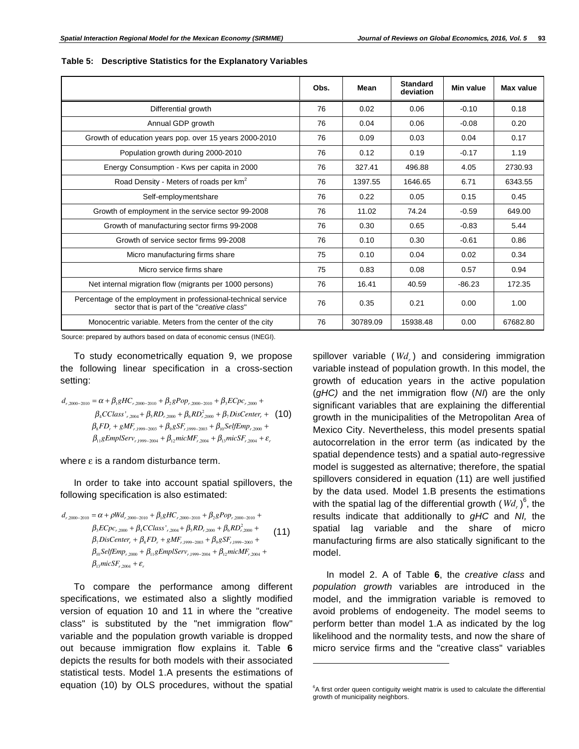**Table 5: Descriptive Statistics for the Explanatory Variables**

| | Obs. | Mean | Standard deviation | Min value | Max value |
|---|---|---|---|---|---|
| Differential growth | 76 | 0.02 | 0.06 | -0.10 | 0.18 |
| Annual GDP growth | 76 | 0.04 | 0.06 | -0.08 | 0.20 |
| Growth of education years pop. over 15 years 2000-2010 | 76 | 0.09 | 0.03 | 0.04 | 0.17 |
| Population growth during 2000-2010 | 76 | 0.12 | 0.19 | -0.17 | 1.19 |
| Energy Consumption - Kws per capita in 2000 | 76 | 327.41 | 496.88 | 4.05 | 2730.93 |
| Road Density - Meters of roads per km$^2$ | 76 | 1397.55 | 1646.65 | 6.71 | 6343.55 |
| Self-employmentshare | 76 | 0.22 | 0.05 | 0.15 | 0.45 |
| Growth of employment in the service sector 99-2008 | 76 | 11.02 | 74.24 | -0.59 | 649.00 |
| Growth of manufacturing sector firms 99-2008 | 76 | 0.30 | 0.65 | -0.83 | 5.44 |
| Growth of service sector firms 99-2008 | 76 | 0.10 | 0.30 | -0.61 | 0.86 |
| Micro manufacturing firms share | 75 | 0.10 | 0.04 | 0.02 | 0.34 |
| Micro service firms share | 75 | 0.83 | 0.08 | 0.57 | 0.94 |
| Net internal migration flow (migrants per 1000 persons) | 76 | 16.41 | 40.59 | -86.23 | 172.35 |
| Percentage of the employment in professional-technical service sector that is part of the "*creative class*" | 76 | 0.35 | 0.21 | 0.00 | 1.00 |
| Monocentric variable. Meters from the center of the city | 76 | 30789.09 | 15938.48 | 0.00 | 67682.80 |

Source: prepared by authors based on data of economic census (INEGI).

To study econometrically equation 9, we propose the following linear specification in a cross-section setting:

$$d_{r,2000-2010} = \alpha + \beta_1 gHC_{r,2000-2010} + \beta_2 gPop_{r,2000-2010} + \beta_3 ECpc_{r,2000} + \beta_4 CClass'_{r,2004} + \beta_5 RD_{r,2000} + \beta_6 RD^2_{r,2000} + \beta_7 DisCenter_r + \beta_8 FD_r + gMF_{r,1999-2003} + \beta_9 gSF_{r,1999-2003} + \beta_{10} SelfEmp_{r,2000} + \beta_{11} gEmplServ_{r,1999-2004} + \beta_{12} micMF_{r,2004} + \beta_{13} micSF_{r,2004} + \varepsilon_r \quad (10)$$

where ε is a random disturbance term.

In order to take into account spatial spillovers, the following specification is also estimated:

$$d_{r,2000-2010} = \alpha + \rho Wd_{r,2000-2010} + \beta_1 gHC_{r,2000-2010} + \beta_2 gPop_{r,2000-2010} + \beta_3 ECpc_{r,2000} + \beta_4 CClass'_{r,2004} + \beta_5 RD_{r,2000} + \beta_6 RD^2_{r,2000} + \beta_7 DisCenter_r + \beta_8 FD_r + gMF_{r,1999-2003} + \beta_9 gSF_{r,1999-2003} + \beta_{10} SelfEmp_{r,2000} + \beta_{11} gEmplServ_{r,1999-2004} + \beta_{12} micMF_{r,2004} + \beta_{13} micSF_{r,2004} + \varepsilon_r \quad (11)$$

To compare the performance among different specifications, we estimated also a slightly modified version of equation 10 and 11 in where the "creative class" is substituted by the "net immigration flow" variable and the population growth variable is dropped out because immigration flow explains it. Table **6** depicts the results for both models with their associated statistical tests. Model 1.A presents the estimations of equation (10) by OLS procedures, without the spatial spillover variable ($Wd_r$) and considering immigration variable instead of population growth. In this model, the growth of education years in the active population (*gHC)* and the net immigration flow (*NI*) are the only significant variables that are explaining the differential growth in the municipalities of the Metropolitan Area of Mexico City. Nevertheless, this model presents spatial autocorrelation in the error term (as indicated by the spatial dependence tests) and a spatial auto-regressive model is suggested as alternative; therefore, the spatial spillovers considered in equation (11) are well justified by the data used. Model 1.B presents the estimations with the spatial lag of the differential growth ($Wd_r$)[6], the results indicate that additionally to *gHC* and *NI,* the spatial lag variable and the share of micro manufacturing firms are also statically significant to the model.

In model 2. A of Table **6**, the *creative class* and *population growth* variables are introduced in the model, and the immigration variable is removed to avoid problems of endogeneity. The model seems to perform better than model 1.A as indicated by the log likelihood and the normality tests, and now the share of micro service firms and the "creative class" variables

[6]A first order queen contiguity weight matrix is used to calculate the differential growth of municipality neighbors.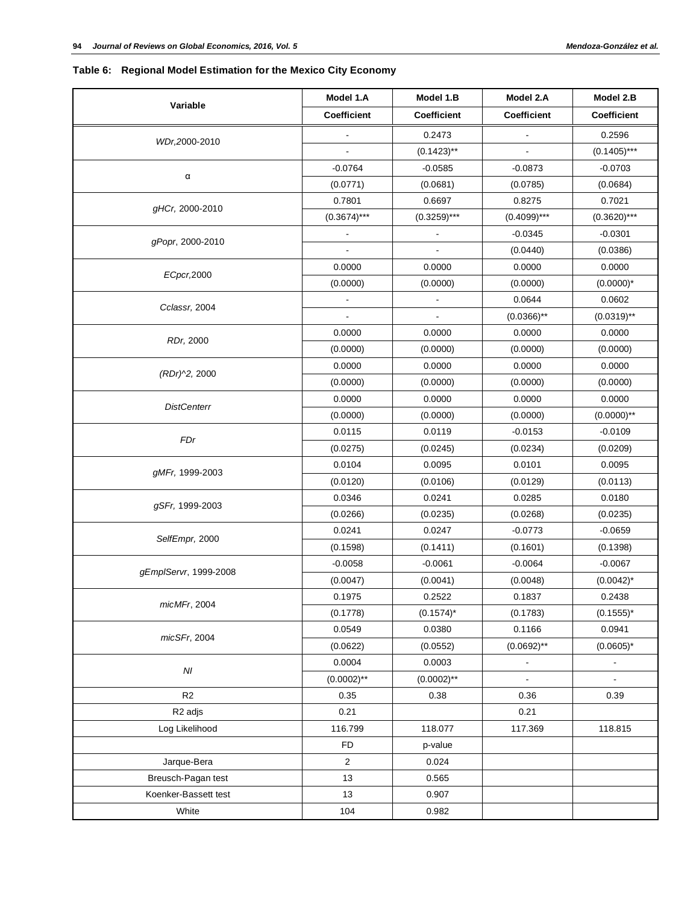**Table 6: Regional Model Estimation for the Mexico City Economy**

| Variable | Model 1.A | Model 1.B | Model 2.A | Model 2.B |
|---|---|---|---|---|
| | Coefficient | Coefficient | Coefficient | Coefficient |
| *WDr,*2000-2010 | - | 0.2473 | - | 0.2596 |
| | - | (0.1423)** | - | (0.1405)*** |
| α | -0.0764 | -0.0585 | -0.0873 | -0.0703 |
| | (0.0771) | (0.0681) | (0.0785) | (0.0684) |
| *gHCr,* 2000-2010 | 0.7801 | 0.6697 | 0.8275 | 0.7021 |
| | (0.3674)*** | (0.3259)*** | (0.4099)*** | (0.3620)*** |
| *gPopr*, 2000-2010 | - | - | -0.0345 | -0.0301 |
| | - | - | (0.0440) | (0.0386) |
| *ECpcr,*2000 | 0.0000 | 0.0000 | 0.0000 | 0.0000 |
| | (0.0000) | (0.0000) | (0.0000) | (0.0000)* |
| *Cclassr,* 2004 | - | - | 0.0644 | 0.0602 |
| | - | - | (0.0366)** | (0.0319)** |
| *RDr,* 2000 | 0.0000 | 0.0000 | 0.0000 | 0.0000 |
| | (0.0000) | (0.0000) | (0.0000) | (0.0000) |
| *(RDr)^2,* 2000 | 0.0000 | 0.0000 | 0.0000 | 0.0000 |
| | (0.0000) | (0.0000) | (0.0000) | (0.0000) |
| *DistCenterr* | 0.0000 | 0.0000 | 0.0000 | 0.0000 |
| | (0.0000) | (0.0000) | (0.0000) | (0.0000)** |
| *FDr* | 0.0115 | 0.0119 | -0.0153 | -0.0109 |
| | (0.0275) | (0.0245) | (0.0234) | (0.0209) |
| *gMFr,* 1999-2003 | 0.0104 | 0.0095 | 0.0101 | 0.0095 |
| | (0.0120) | (0.0106) | (0.0129) | (0.0113) |
| *gSFr,* 1999-2003 | 0.0346 | 0.0241 | 0.0285 | 0.0180 |
| | (0.0266) | (0.0235) | (0.0268) | (0.0235) |
| *SelfEmpr,* 2000 | 0.0241 | 0.0247 | -0.0773 | -0.0659 |
| | (0.1598) | (0.1411) | (0.1601) | (0.1398) |
| *gEmplServr*, 1999-2008 | -0.0058 | -0.0061 | -0.0064 | -0.0067 |
| | (0.0047) | (0.0041) | (0.0048) | (0.0042)* |
| *micMFr*, 2004 | 0.1975 | 0.2522 | 0.1837 | 0.2438 |
| | (0.1778) | (0.1574)* | (0.1783) | (0.1555)* |
| *micSFr*, 2004 | 0.0549 | 0.0380 | 0.1166 | 0.0941 |
| | (0.0622) | (0.0552) | (0.0692)** | (0.0605)* |
| *NI* | 0.0004 | 0.0003 | - | - |
| | (0.0002)** | (0.0002)** | - | - |
| R2 | 0.35 | 0.38 | 0.36 | 0.39 |
| R2 adjs | 0.21 | | 0.21 | |
| Log Likelihood | 116.799 | 118.077 | 117.369 | 118.815 |
| | FD | p-value | | |
| Jarque-Bera | 2 | 0.024 | | |
| Breusch-Pagan test | 13 | 0.565 | | |
| Koenker-Bassett test | 13 | 0.907 | | |
| White | 104 | 0.982 | | |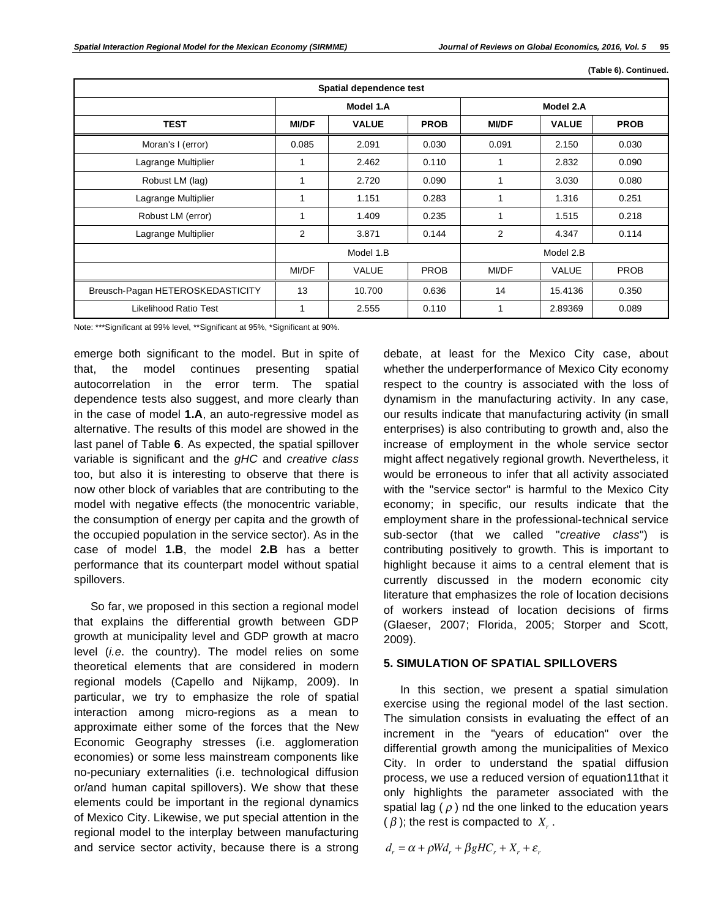(Table 6). Continued.

| Spatial dependence test | | | | | | |
|---|---|---|---|---|---|---|
| | Model 1.A | | | Model 2.A | | |
| **TEST** | **MI/DF** | **VALUE** | **PROB** | **MI/DF** | **VALUE** | **PROB** |
| Moran's I (error) | 0.085 | 2.091 | 0.030 | 0.091 | 2.150 | 0.030 |
| Lagrange Multiplier | 1 | 2.462 | 0.110 | 1 | 2.832 | 0.090 |
| Robust LM (lag) | 1 | 2.720 | 0.090 | 1 | 3.030 | 0.080 |
| Lagrange Multiplier | 1 | 1.151 | 0.283 | 1 | 1.316 | 0.251 |
| Robust LM (error) | 1 | 1.409 | 0.235 | 1 | 1.515 | 0.218 |
| Lagrange Multiplier | 2 | 3.871 | 0.144 | 2 | 4.347 | 0.114 |
| | Model 1.B | | | Model 2.B | | |
| | MI/DF | VALUE | PROB | MI/DF | VALUE | PROB |
| Breusch-Pagan HETEROSKEDASTICITY | 13 | 10.700 | 0.636 | 14 | 15.4136 | 0.350 |
| Likelihood Ratio Test | 1 | 2.555 | 0.110 | 1 | 2.89369 | 0.089 |

Note: ***Significant at 99% level, **Significant at 95%, *Significant at 90%.

emerge both significant to the model. But in spite of that, the model continues presenting spatial autocorrelation in the error term. The spatial dependence tests also suggest, and more clearly than in the case of model **1.A**, an auto-regressive model as alternative. The results of this model are showed in the last panel of Table **6**. As expected, the spatial spillover variable is significant and the *gHC* and *creative class* too, but also it is interesting to observe that there is now other block of variables that are contributing to the model with negative effects (the monocentric variable, the consumption of energy per capita and the growth of the occupied population in the service sector). As in the case of model **1.B**, the model **2.B** has a better performance that its counterpart model without spatial spillovers.

So far, we proposed in this section a regional model that explains the differential growth between GDP growth at municipality level and GDP growth at macro level (*i.e.* the country). The model relies on some theoretical elements that are considered in modern regional models (Capello and Nijkamp, 2009). In particular, we try to emphasize the role of spatial interaction among micro-regions as a mean to approximate either some of the forces that the New Economic Geography stresses (i.e. agglomeration economies) or some less mainstream components like no-pecuniary externalities (i.e. technological diffusion or/and human capital spillovers). We show that these elements could be important in the regional dynamics of Mexico City. Likewise, we put special attention in the regional model to the interplay between manufacturing and service sector activity, because there is a strong debate, at least for the Mexico City case, about whether the underperformance of Mexico City economy respect to the country is associated with the loss of dynamism in the manufacturing activity. In any case, our results indicate that manufacturing activity (in small enterprises) is also contributing to growth and, also the increase of employment in the whole service sector might affect negatively regional growth. Nevertheless, it would be erroneous to infer that all activity associated with the "service sector" is harmful to the Mexico City economy; in specific, our results indicate that the employment share in the professional-technical service sub-sector (that we called "*creative class*") is contributing positively to growth. This is important to highlight because it aims to a central element that is currently discussed in the modern economic city literature that emphasizes the role of location decisions of workers instead of location decisions of firms (Glaeser, 2007; Florida, 2005; Storper and Scott, 2009).

## 5. SIMULATION OF SPATIAL SPILLOVERS

In this section, we present a spatial simulation exercise using the regional model of the last section. The simulation consists in evaluating the effect of an increment in the "years of education" over the differential growth among the municipalities of Mexico City. In order to understand the spatial diffusion process, we use a reduced version of equation11that it only highlights the parameter associated with the spatial lag ( $\rho$ ) nd the one linked to the education years ( $\beta$ ); the rest is compacted to $X_r$ .

$$d_r = \alpha + \rho W d_r + \beta gHC_r + X_r + \varepsilon_r$$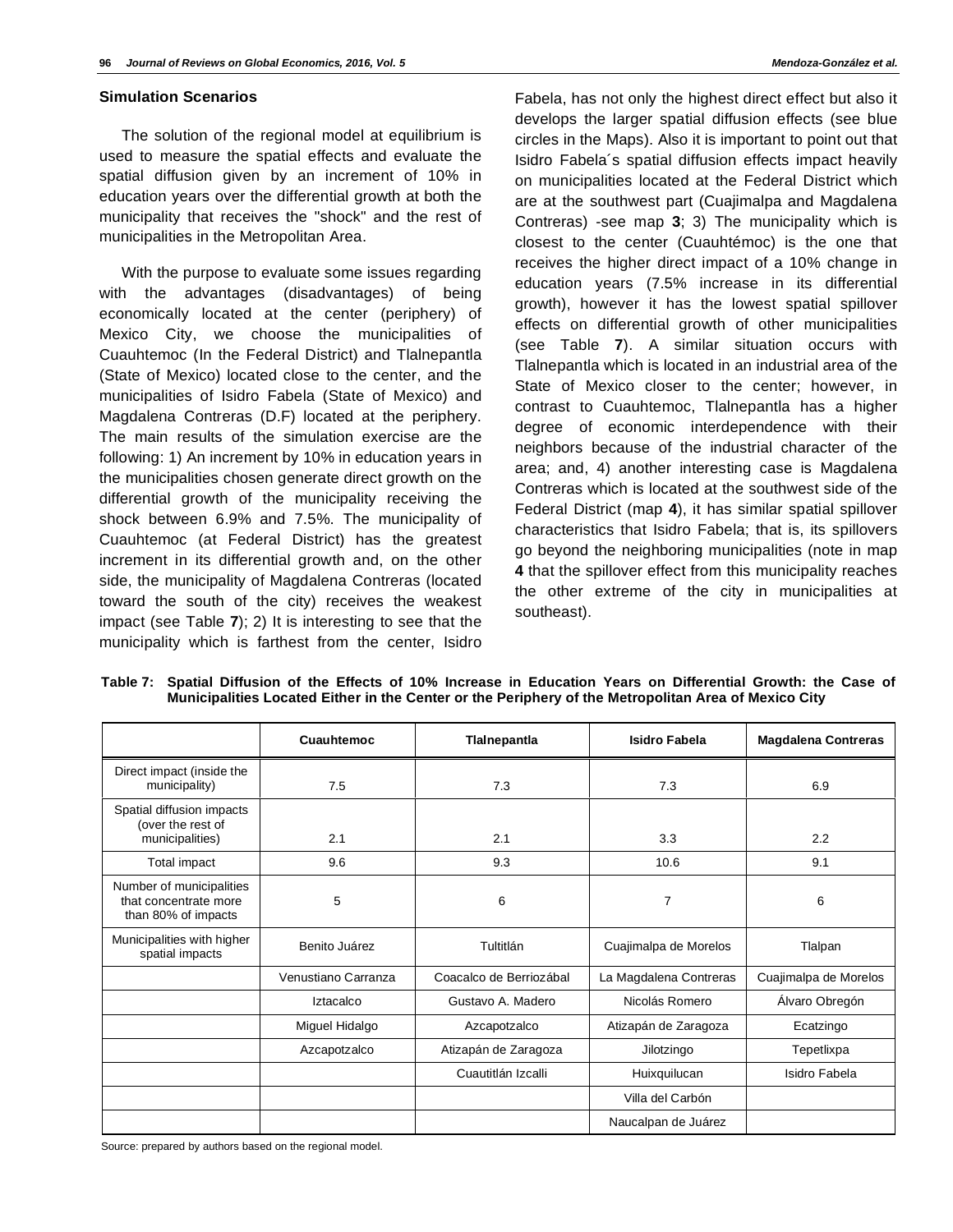### Simulation Scenarios

The solution of the regional model at equilibrium is used to measure the spatial effects and evaluate the spatial diffusion given by an increment of 10% in education years over the differential growth at both the municipality that receives the "shock" and the rest of municipalities in the Metropolitan Area.

With the purpose to evaluate some issues regarding with the advantages (disadvantages) of being economically located at the center (periphery) of Mexico City, we choose the municipalities of Cuauhtemoc (In the Federal District) and Tlalnepantla (State of Mexico) located close to the center, and the municipalities of Isidro Fabela (State of Mexico) and Magdalena Contreras (D.F) located at the periphery. The main results of the simulation exercise are the following: 1) An increment by 10% in education years in the municipalities chosen generate direct growth on the differential growth of the municipality receiving the shock between 6.9% and 7.5%. The municipality of Cuauhtemoc (at Federal District) has the greatest increment in its differential growth and, on the other side, the municipality of Magdalena Contreras (located toward the south of the city) receives the weakest impact (see Table **7**); 2) It is interesting to see that the municipality which is farthest from the center, Isidro Fabela, has not only the highest direct effect but also it develops the larger spatial diffusion effects (see blue circles in the Maps). Also it is important to point out that Isidro Fabela´s spatial diffusion effects impact heavily on municipalities located at the Federal District which are at the southwest part (Cuajimalpa and Magdalena Contreras) -see map **3**; 3) The municipality which is closest to the center (Cuauhtémoc) is the one that receives the higher direct impact of a 10% change in education years (7.5% increase in its differential growth), however it has the lowest spatial spillover effects on differential growth of other municipalities (see Table **7**). A similar situation occurs with Tlalnepantla which is located in an industrial area of the State of Mexico closer to the center; however, in contrast to Cuauhtemoc, Tlalnepantla has a higher degree of economic interdependence with their neighbors because of the industrial character of the area; and, 4) another interesting case is Magdalena Contreras which is located at the southwest side of the Federal District (map **4**), it has similar spatial spillover characteristics that Isidro Fabela; that is, its spillovers go beyond the neighboring municipalities (note in map **4** that the spillover effect from this municipality reaches the other extreme of the city in municipalities at southeast).

**Table 7: Spatial Diffusion of the Effects of 10% Increase in Education Years on Differential Growth: the Case of Municipalities Located Either in the Center or the Periphery of the Metropolitan Area of Mexico City**

| | Cuauhtemoc | Tlalnepantla | Isidro Fabela | Magdalena Contreras |
|---|---|---|---|---|
| Direct impact (inside the municipality) | 7.5 | 7.3 | 7.3 | 6.9 |
| Spatial diffusion impacts (over the rest of municipalities) | 2.1 | 2.1 | 3.3 | 2.2 |
| Total impact | 9.6 | 9.3 | 10.6 | 9.1 |
| Number of municipalities that concentrate more than 80% of impacts | 5 | 6 | 7 | 6 |
| Municipalities with higher spatial impacts | Benito Juárez | Tultitlán | Cuajimalpa de Morelos | Tlalpan |
| | Venustiano Carranza | Coacalco de Berriozábal | La Magdalena Contreras | Cuajimalpa de Morelos |
| | Iztacalco | Gustavo A. Madero | Nicolás Romero | Álvaro Obregón |
| | Miguel Hidalgo | Azcapotzalco | Atizapán de Zaragoza | Ecatzingo |
| | Azcapotzalco | Atizapán de Zaragoza | Jilotzingo | Tepetlixpa |
| | | Cuautitlán Izcalli | Huixquilucan | Isidro Fabela |
| | | | Villa del Carbón | |
| | | | Naucalpan de Juárez | |

Source: prepared by authors based on the regional model.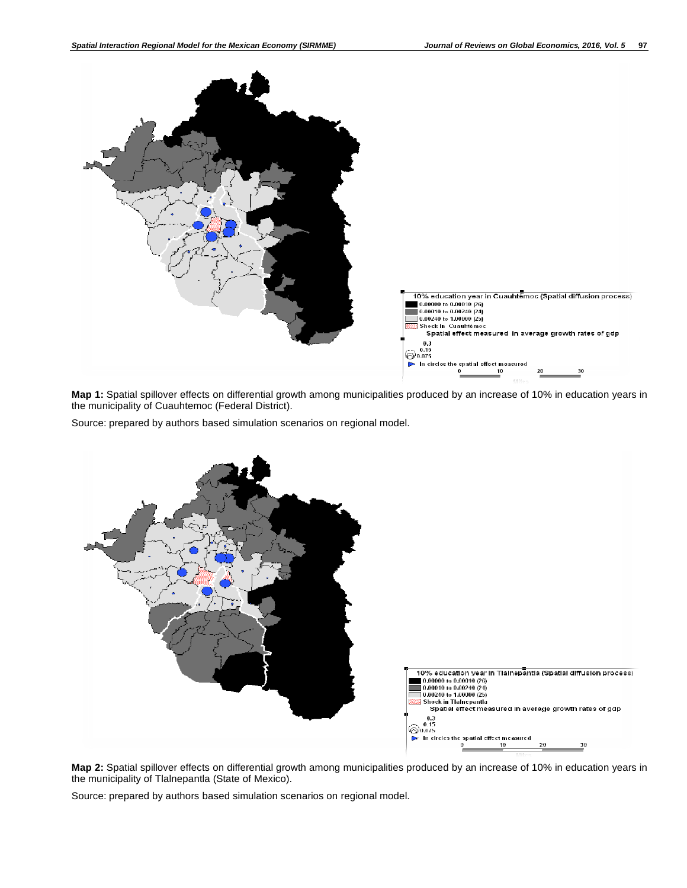**Map 1:** Spatial spillover effects on differential growth among municipalities produced by an increase of 10% in education years in the municipality of Cuauhtemoc (Federal District).

Source: prepared by authors based simulation scenarios on regional model.

**Map 2:** Spatial spillover effects on differential growth among municipalities produced by an increase of 10% in education years in the municipality of Tlalnepantla (State of Mexico).

Source: prepared by authors based simulation scenarios on regional model.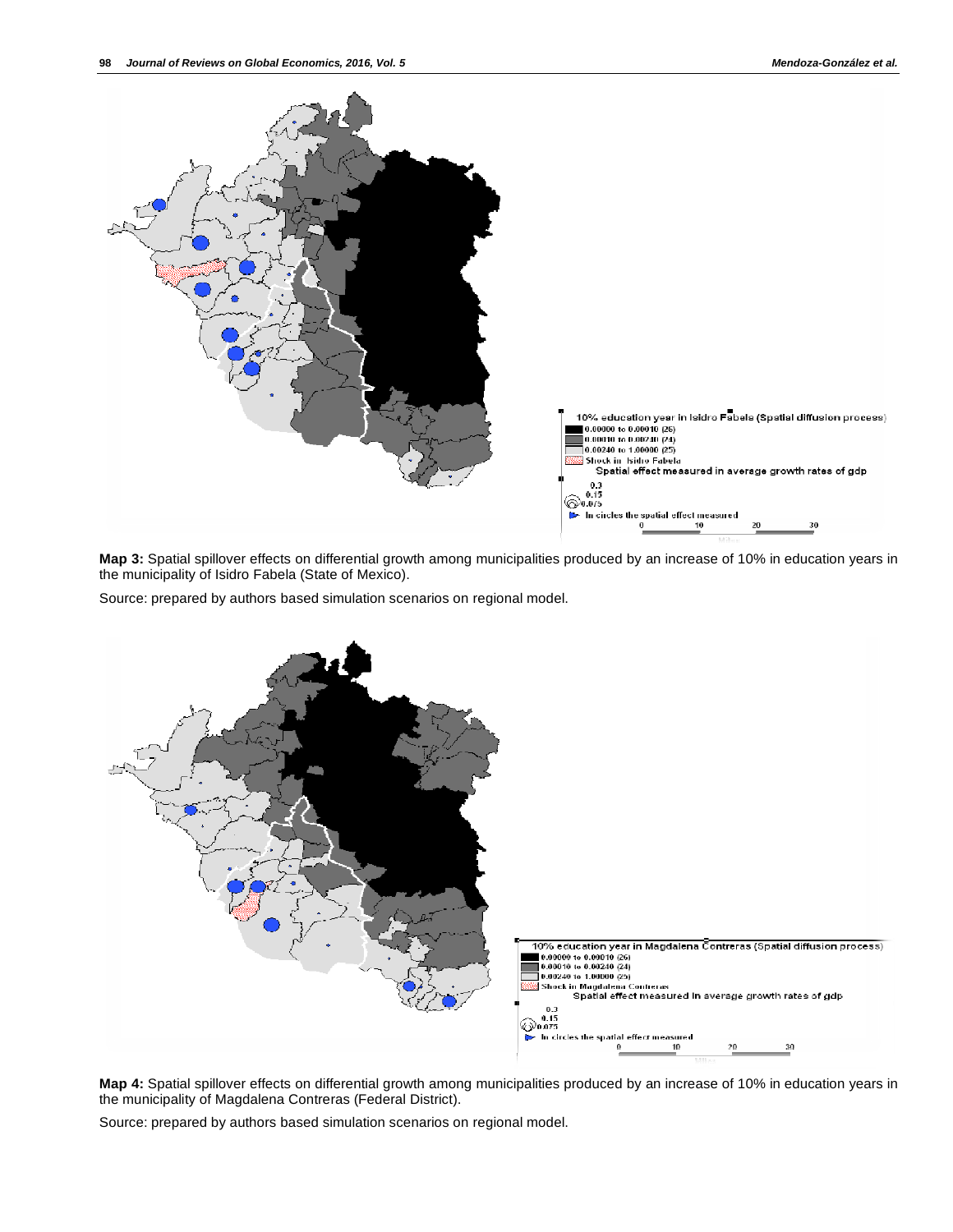**Map 3:** Spatial spillover effects on differential growth among municipalities produced by an increase of 10% in education years in the municipality of Isidro Fabela (State of Mexico).

Source: prepared by authors based simulation scenarios on regional model.

**Map 4:** Spatial spillover effects on differential growth among municipalities produced by an increase of 10% in education years in the municipality of Magdalena Contreras (Federal District).

Source: prepared by authors based simulation scenarios on regional model.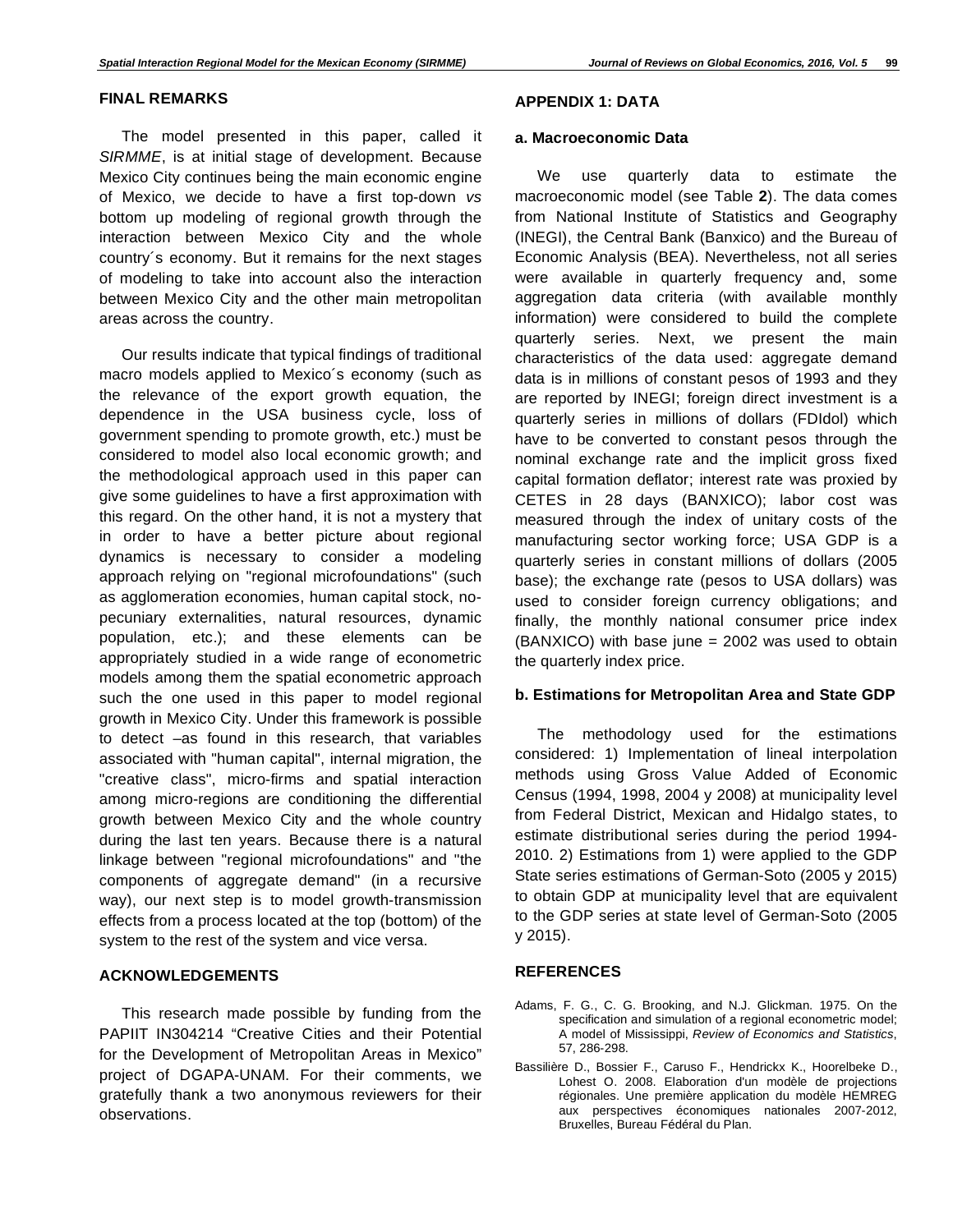## FINAL REMARKS

The model presented in this paper, called it *SIRMME*, is at initial stage of development. Because Mexico City continues being the main economic engine of Mexico, we decide to have a first top-down *vs* bottom up modeling of regional growth through the interaction between Mexico City and the whole country´s economy. But it remains for the next stages of modeling to take into account also the interaction between Mexico City and the other main metropolitan areas across the country.

Our results indicate that typical findings of traditional macro models applied to Mexico´s economy (such as the relevance of the export growth equation, the dependence in the USA business cycle, loss of government spending to promote growth, etc.) must be considered to model also local economic growth; and the methodological approach used in this paper can give some guidelines to have a first approximation with this regard. On the other hand, it is not a mystery that in order to have a better picture about regional dynamics is necessary to consider a modeling approach relying on "regional microfoundations" (such as agglomeration economies, human capital stock, no-pecuniary externalities, natural resources, dynamic population, etc.); and these elements can be appropriately studied in a wide range of econometric models among them the spatial econometric approach such the one used in this paper to model regional growth in Mexico City. Under this framework is possible to detect –as found in this research, that variables associated with "human capital", internal migration, the "creative class", micro-firms and spatial interaction among micro-regions are conditioning the differential growth between Mexico City and the whole country during the last ten years. Because there is a natural linkage between "regional microfoundations" and "the components of aggregate demand" (in a recursive way), our next step is to model growth-transmission effects from a process located at the top (bottom) of the system to the rest of the system and vice versa.

## ACKNOWLEDGEMENTS

This research made possible by funding from the PAPIIT IN304214 "Creative Cities and their Potential for the Development of Metropolitan Areas in Mexico" project of DGAPA-UNAM. For their comments, we gratefully thank a two anonymous reviewers for their observations.

## APPENDIX 1: DATA

### a. Macroeconomic Data

We use quarterly data to estimate the macroeconomic model (see Table **2**). The data comes from National Institute of Statistics and Geography (INEGI), the Central Bank (Banxico) and the Bureau of Economic Analysis (BEA). Nevertheless, not all series were available in quarterly frequency and, some aggregation data criteria (with available monthly information) were considered to build the complete quarterly series. Next, we present the main characteristics of the data used: aggregate demand data is in millions of constant pesos of 1993 and they are reported by INEGI; foreign direct investment is a quarterly series in millions of dollars (FDIdol) which have to be converted to constant pesos through the nominal exchange rate and the implicit gross fixed capital formation deflator; interest rate was proxied by CETES in 28 days (BANXICO); labor cost was measured through the index of unitary costs of the manufacturing sector working force; USA GDP is a quarterly series in constant millions of dollars (2005 base); the exchange rate (pesos to USA dollars) was used to consider foreign currency obligations; and finally, the monthly national consumer price index (BANXICO) with base june = 2002 was used to obtain the quarterly index price.

### b. Estimations for Metropolitan Area and State GDP

The methodology used for the estimations considered: 1) Implementation of lineal interpolation methods using Gross Value Added of Economic Census (1994, 1998, 2004 y 2008) at municipality level from Federal District, Mexican and Hidalgo states, to estimate distributional series during the period 1994-2010. 2) Estimations from 1) were applied to the GDP State series estimations of German-Soto (2005 y 2015) to obtain GDP at municipality level that are equivalent to the GDP series at state level of German-Soto (2005 y 2015).

## REFERENCES

Adams, F. G., C. G. Brooking, and N.J. Glickman. 1975. On the specification and simulation of a regional econometric model; A model of Mississippi, *Review of Economics and Statistics*, 57, 286-298.

Bassilière D., Bossier F., Caruso F., Hendrickx K., Hoorelbeke D., Lohest O. 2008. Elaboration d'un modèle de projections régionales. Une première application du modèle HEMREG aux perspectives économiques nationales 2007-2012, Bruxelles, Bureau Fédéral du Plan.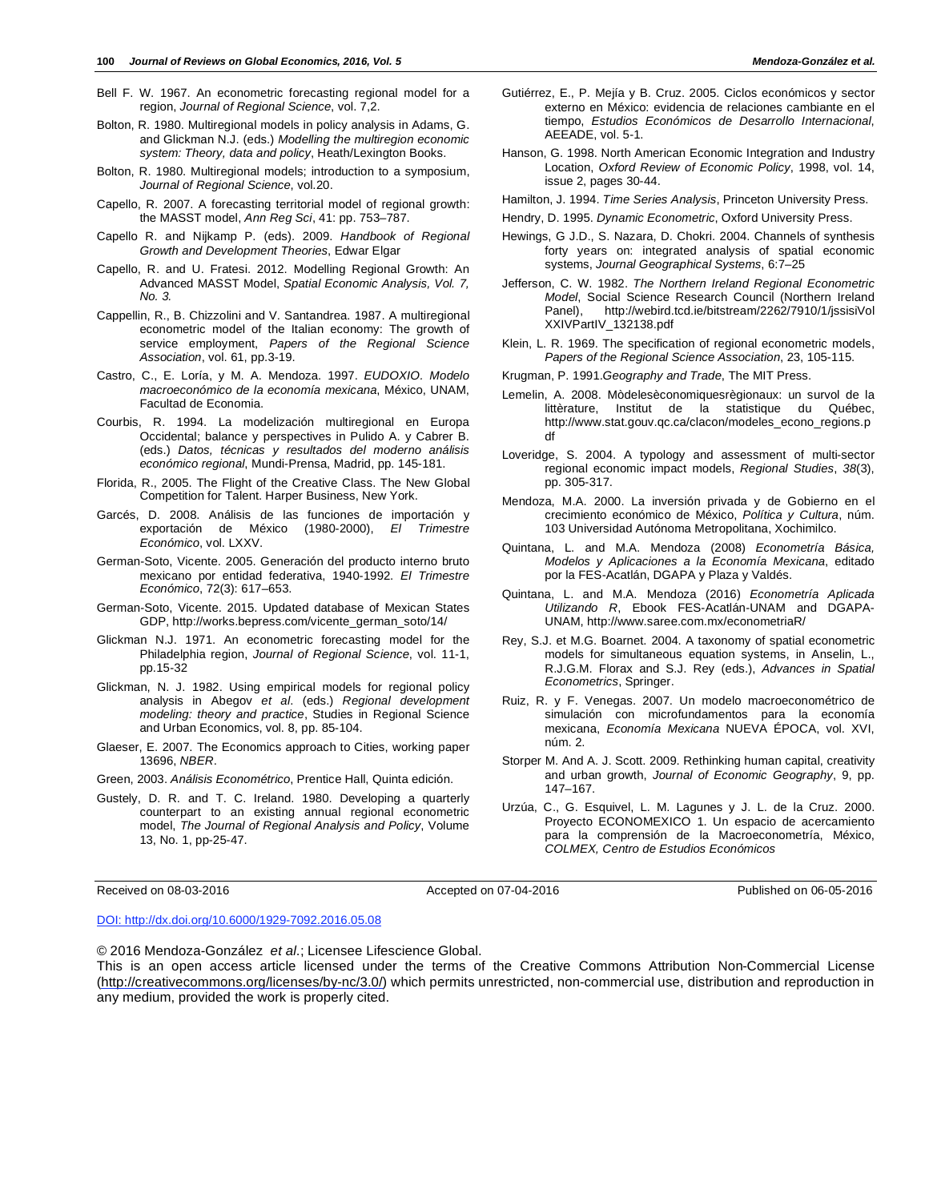Bell F. W. 1967. An econometric forecasting regional model for a region, *Journal of Regional Science*, vol. 7,2.

Bolton, R. 1980. Multiregional models in policy analysis in Adams, G. and Glickman N.J. (eds.) *Modelling the multiregion economic system: Theory, data and policy*, Heath/Lexington Books.

Bolton, R. 1980. Multiregional models; introduction to a symposium, *Journal of Regional Science*, vol.20.

Capello, R. 2007. A forecasting territorial model of regional growth: the MASST model, *Ann Reg Sci*, 41: pp. 753–787.

Capello R. and Nijkamp P. (eds). 2009. *Handbook of Regional Growth and Development Theories*, Edwar Elgar

Capello, R. and U. Fratesi. 2012. Modelling Regional Growth: An Advanced MASST Model, *Spatial Economic Analysis, Vol. 7, No. 3.*

Cappellin, R., B. Chizzolini and V. Santandrea. 1987. A multiregional econometric model of the Italian economy: The growth of service employment, *Papers of the Regional Science Association*, vol. 61, pp.3-19.

Castro, C., E. Loría, y M. A. Mendoza. 1997. *EUDOXIO. Modelo macroeconómico de la economía mexicana*, México, UNAM, Facultad de Economia.

Courbis, R. 1994. La modelización multiregional en Europa Occidental; balance y perspectives in Pulido A. y Cabrer B. (eds.) *Datos, técnicas y resultados del moderno análisis económico regional*, Mundi-Prensa, Madrid, pp. 145-181.

Florida, R., 2005. The Flight of the Creative Class. The New Global Competition for Talent. Harper Business, New York.

Garcés, D. 2008. Análisis de las funciones de importación y exportación de México (1980-2000), *El Trimestre Económico*, vol. LXXV.

German-Soto, Vicente. 2005. Generación del producto interno bruto mexicano por entidad federativa, 1940-1992. *El Trimestre Económico*, 72(3): 617–653.

German-Soto, Vicente. 2015. Updated database of Mexican States GDP, http://works.bepress.com/vicente_german_soto/14/

Glickman N.J. 1971. An econometric forecasting model for the Philadelphia region, *Journal of Regional Science*, vol. 11-1, pp.15-32

Glickman, N. J. 1982. Using empirical models for regional policy analysis in Abegov *et al*. (eds.) *Regional development modeling: theory and practice*, Studies in Regional Science and Urban Economics, vol. 8, pp. 85-104.

Glaeser, E. 2007. The Economics approach to Cities, working paper 13696, *NBER*.

Green, 2003. *Análisis Econométrico*, Prentice Hall, Quinta edición.

Gustely, D. R. and T. C. Ireland. 1980. Developing a quarterly counterpart to an existing annual regional econometric model, *The Journal of Regional Analysis and Policy*, Volume 13, No. 1, pp-25-47.

Gutiérrez, E., P. Mejía y B. Cruz. 2005. Ciclos económicos y sector externo en México: evidencia de relaciones cambiante en el tiempo, *Estudios Económicos de Desarrollo Internacional*, AEEADE, vol. 5-1.

Hanson, G. 1998. North American Economic Integration and Industry Location, *Oxford Review of Economic Policy*, 1998, vol. 14, issue 2, pages 30-44.

Hamilton, J. 1994. *Time Series Analysis*, Princeton University Press.

Hendry, D. 1995. *Dynamic Econometric*, Oxford University Press.

Hewings, G J.D., S. Nazara, D. Chokri. 2004. Channels of synthesis forty years on: integrated analysis of spatial economic systems, *Journal Geographical Systems*, 6:7–25

Jefferson, C. W. 1982. *The Northern Ireland Regional Econometric Model*, Social Science Research Council (Northern Ireland Panel), http://webird.tcd.ie/bitstream/2262/7910/1/jssisiVolXXIVPartIV_132138.pdf

Klein, L. R. 1969. The specification of regional econometric models, *Papers of the Regional Science Association*, 23, 105-115.

Krugman, P. 1991.*Geography and Trade*, The MIT Press.

Lemelin, A. 2008. Mòdelesèconomiquesrègionaux: un survol de la littèrature, Institut de la statistique du Québec, http://www.stat.gouv.qc.ca/clacon/modeles_econo_regions.pdf

Loveridge, S. 2004. A typology and assessment of multi-sector regional economic impact models, *Regional Studies*, *38*(3), pp. 305-317.

Mendoza, M.A. 2000. La inversión privada y de Gobierno en el crecimiento económico de México, *Política y Cultura*, núm. 103 Universidad Autónoma Metropolitana, Xochimilco.

Quintana, L. and M.A. Mendoza (2008) *Econometría Básica, Modelos y Aplicaciones a la Economía Mexicana*, editado por la FES-Acatlán, DGAPA y Plaza y Valdés.

Quintana, L. and M.A. Mendoza (2016) *Econometría Aplicada Utilizando R*, Ebook FES-Acatlán-UNAM and DGAPA-UNAM, http://www.saree.com.mx/econometriaR/

Rey, S.J. et M.G. Boarnet. 2004. A taxonomy of spatial econometric models for simultaneous equation systems, in Anselin, L., R.J.G.M. Florax and S.J. Rey (eds.), *Advances in Spatial Econometrics*, Springer.

Ruiz, R. y F. Venegas. 2007. Un modelo macroeconométrico de simulación con microfundamentos para la economía mexicana, *Economía Mexicana* NUEVA ÉPOCA, vol. XVI, núm. 2.

Storper M. And A. J. Scott. 2009. Rethinking human capital, creativity and urban growth, *Journal of Economic Geography*, 9, pp. 147–167.

Urzúa, C., G. Esquivel, L. M. Lagunes y J. L. de la Cruz. 2000. Proyecto ECONOMEXICO 1. Un espacio de acercamiento para la comprensión de la Macroeconometría, México, *COLMEX, Centro de Estudios Económicos*

Received on 08-03-2016 Accepted on 07-04-2016 Published on 06-05-2016

DOI: http://dx.doi.org/10.6000/1929-7092.2016.05.08

© 2016 Mendoza-González *et al*.; Licensee Lifescience Global.

This is an open access article licensed under the terms of the Creative Commons Attribution Non-Commercial License (http://creativecommons.org/licenses/by-nc/3.0/) which permits unrestricted, non-commercial use, distribution and reproduction in any medium, provided the work is properly cited.